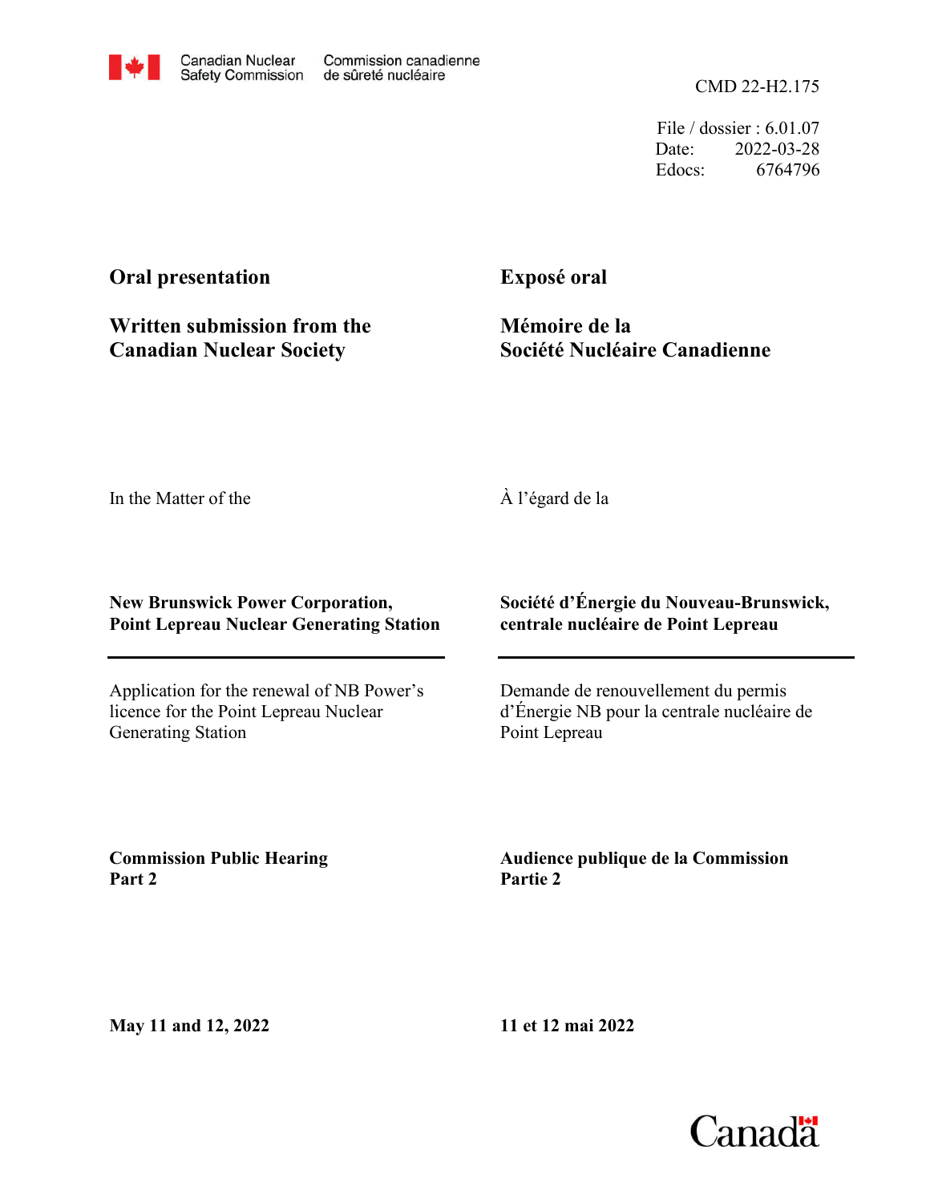Canadian Nuclear Safety Commission | Commission canadienne de sûreté nucléaire

CMD 22-H2.175

File / dossier : 6.01.07
Date: 2022-03-28
Edocs: 6764796

**Oral presentation**

**Written submission from the Canadian Nuclear Society**

**Exposé oral**

**Mémoire de la Société Nucléaire Canadienne**

In the Matter of the

À l'égard de la

**New Brunswick Power Corporation, Point Lepreau Nuclear Generating Station**

**Société d'Énergie du Nouveau-Brunswick, centrale nucléaire de Point Lepreau**

Application for the renewal of NB Power's licence for the Point Lepreau Nuclear Generating Station

Demande de renouvellement du permis d'Énergie NB pour la centrale nucléaire de Point Lepreau

**Commission Public Hearing Part 2**

**Audience publique de la Commission Partie 2**

**May 11 and 12, 2022**

**11 et 12 mai 2022**

Canada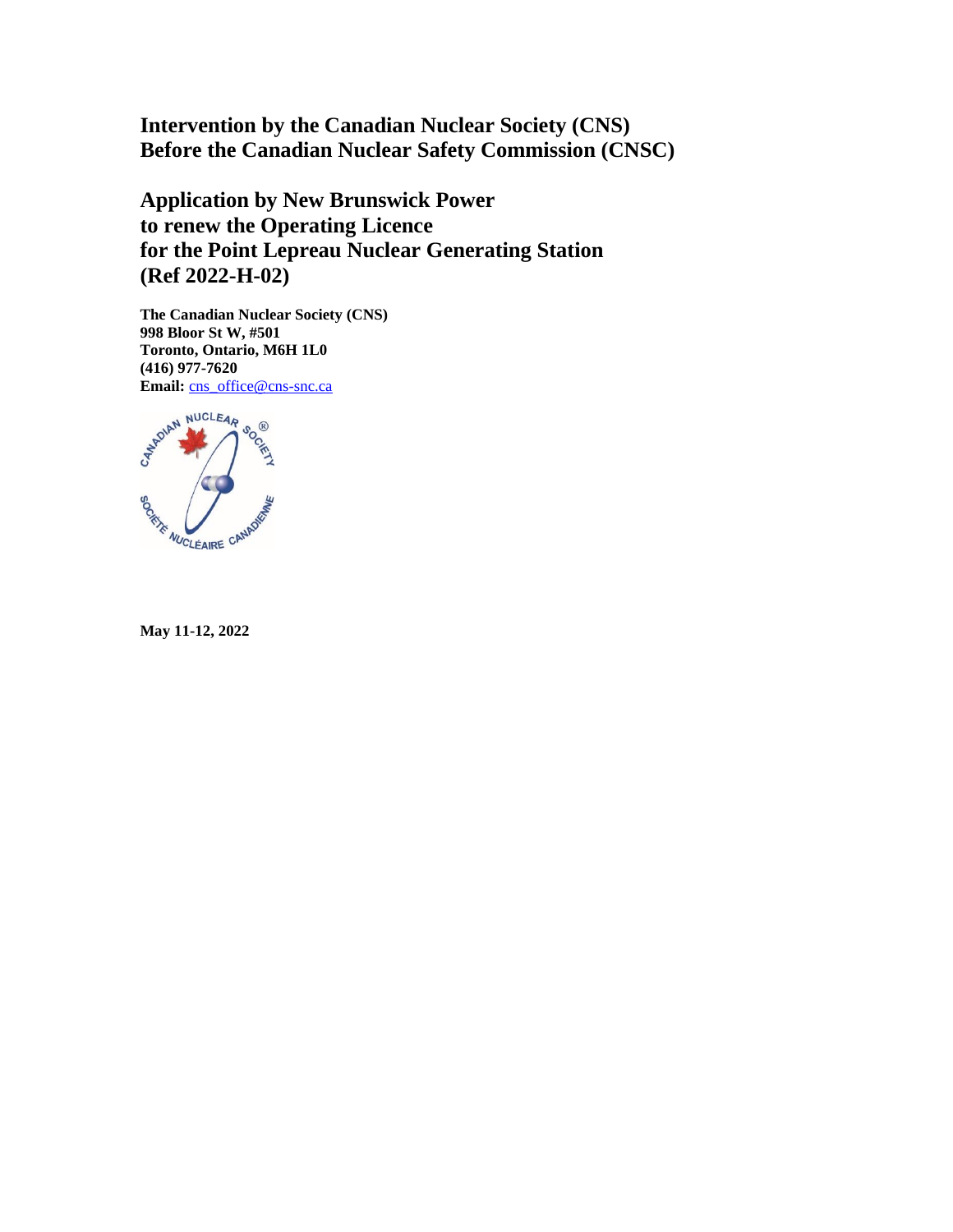# Intervention by the Canadian Nuclear Society (CNS) Before the Canadian Nuclear Safety Commission (CNSC)

## Application by New Brunswick Power to renew the Operating Licence for the Point Lepreau Nuclear Generating Station (Ref 2022-H-02)

**The Canadian Nuclear Society (CNS)**
**998 Bloor St W, #501**
**Toronto, Ontario, M6H 1L0**
**(416) 977-7620**
**Email:** cns_office@cns-snc.ca

**May 11-12, 2022**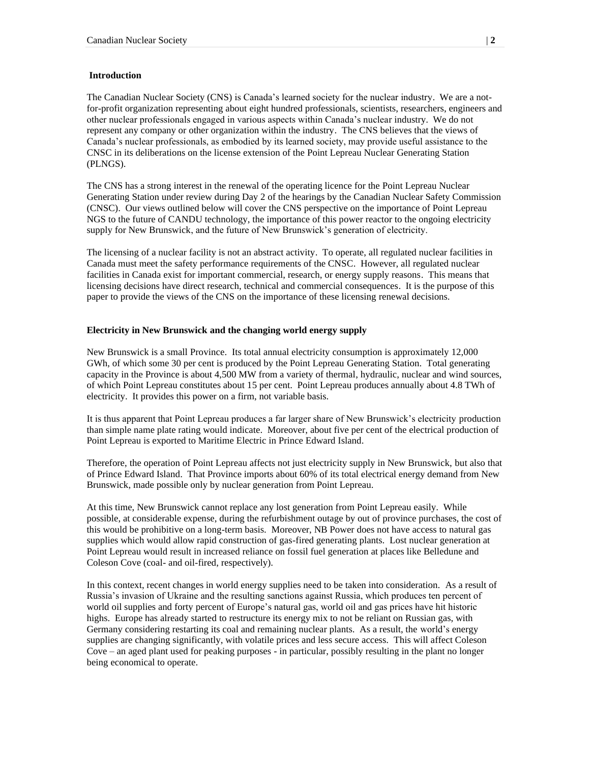## Introduction

The Canadian Nuclear Society (CNS) is Canada's learned society for the nuclear industry. We are a not-for-profit organization representing about eight hundred professionals, scientists, researchers, engineers and other nuclear professionals engaged in various aspects within Canada's nuclear industry. We do not represent any company or other organization within the industry. The CNS believes that the views of Canada's nuclear professionals, as embodied by its learned society, may provide useful assistance to the CNSC in its deliberations on the license extension of the Point Lepreau Nuclear Generating Station (PLNGS).

The CNS has a strong interest in the renewal of the operating licence for the Point Lepreau Nuclear Generating Station under review during Day 2 of the hearings by the Canadian Nuclear Safety Commission (CNSC). Our views outlined below will cover the CNS perspective on the importance of Point Lepreau NGS to the future of CANDU technology, the importance of this power reactor to the ongoing electricity supply for New Brunswick, and the future of New Brunswick's generation of electricity.

The licensing of a nuclear facility is not an abstract activity. To operate, all regulated nuclear facilities in Canada must meet the safety performance requirements of the CNSC. However, all regulated nuclear facilities in Canada exist for important commercial, research, or energy supply reasons. This means that licensing decisions have direct research, technical and commercial consequences. It is the purpose of this paper to provide the views of the CNS on the importance of these licensing renewal decisions.

## Electricity in New Brunswick and the changing world energy supply

New Brunswick is a small Province. Its total annual electricity consumption is approximately 12,000 GWh, of which some 30 per cent is produced by the Point Lepreau Generating Station. Total generating capacity in the Province is about 4,500 MW from a variety of thermal, hydraulic, nuclear and wind sources, of which Point Lepreau constitutes about 15 per cent. Point Lepreau produces annually about 4.8 TWh of electricity. It provides this power on a firm, not variable basis.

It is thus apparent that Point Lepreau produces a far larger share of New Brunswick's electricity production than simple name plate rating would indicate. Moreover, about five per cent of the electrical production of Point Lepreau is exported to Maritime Electric in Prince Edward Island.

Therefore, the operation of Point Lepreau affects not just electricity supply in New Brunswick, but also that of Prince Edward Island. That Province imports about 60% of its total electrical energy demand from New Brunswick, made possible only by nuclear generation from Point Lepreau.

At this time, New Brunswick cannot replace any lost generation from Point Lepreau easily. While possible, at considerable expense, during the refurbishment outage by out of province purchases, the cost of this would be prohibitive on a long-term basis. Moreover, NB Power does not have access to natural gas supplies which would allow rapid construction of gas-fired generating plants. Lost nuclear generation at Point Lepreau would result in increased reliance on fossil fuel generation at places like Belledune and Coleson Cove (coal- and oil-fired, respectively).

In this context, recent changes in world energy supplies need to be taken into consideration. As a result of Russia's invasion of Ukraine and the resulting sanctions against Russia, which produces ten percent of world oil supplies and forty percent of Europe's natural gas, world oil and gas prices have hit historic highs. Europe has already started to restructure its energy mix to not be reliant on Russian gas, with Germany considering restarting its coal and remaining nuclear plants. As a result, the world's energy supplies are changing significantly, with volatile prices and less secure access. This will affect Coleson Cove – an aged plant used for peaking purposes - in particular, possibly resulting in the plant no longer being economical to operate.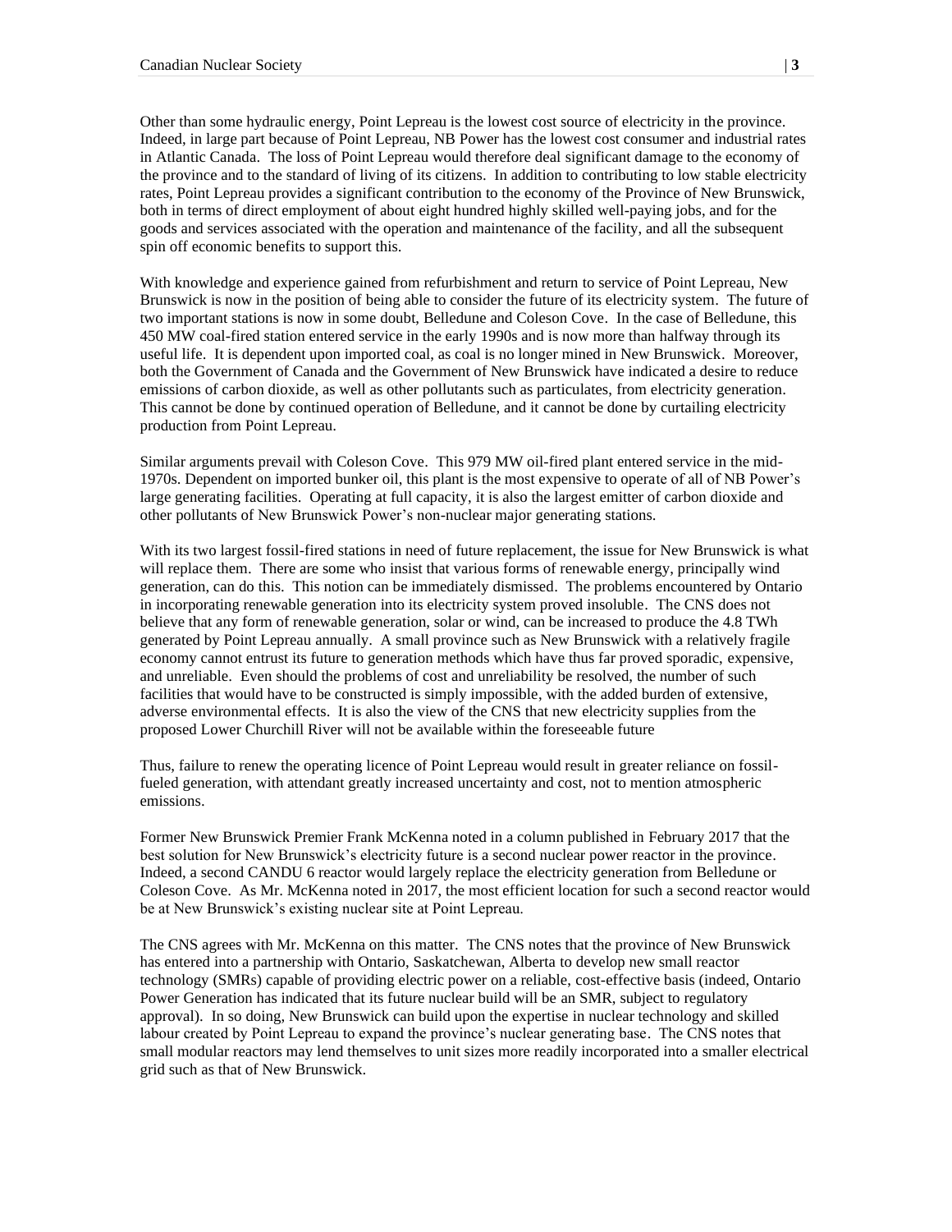Other than some hydraulic energy, Point Lepreau is the lowest cost source of electricity in the province. Indeed, in large part because of Point Lepreau, NB Power has the lowest cost consumer and industrial rates in Atlantic Canada. The loss of Point Lepreau would therefore deal significant damage to the economy of the province and to the standard of living of its citizens. In addition to contributing to low stable electricity rates, Point Lepreau provides a significant contribution to the economy of the Province of New Brunswick, both in terms of direct employment of about eight hundred highly skilled well-paying jobs, and for the goods and services associated with the operation and maintenance of the facility, and all the subsequent spin off economic benefits to support this.

With knowledge and experience gained from refurbishment and return to service of Point Lepreau, New Brunswick is now in the position of being able to consider the future of its electricity system. The future of two important stations is now in some doubt, Belledune and Coleson Cove. In the case of Belledune, this 450 MW coal-fired station entered service in the early 1990s and is now more than halfway through its useful life. It is dependent upon imported coal, as coal is no longer mined in New Brunswick. Moreover, both the Government of Canada and the Government of New Brunswick have indicated a desire to reduce emissions of carbon dioxide, as well as other pollutants such as particulates, from electricity generation. This cannot be done by continued operation of Belledune, and it cannot be done by curtailing electricity production from Point Lepreau.

Similar arguments prevail with Coleson Cove. This 979 MW oil-fired plant entered service in the mid-1970s. Dependent on imported bunker oil, this plant is the most expensive to operate of all of NB Power's large generating facilities. Operating at full capacity, it is also the largest emitter of carbon dioxide and other pollutants of New Brunswick Power's non-nuclear major generating stations.

With its two largest fossil-fired stations in need of future replacement, the issue for New Brunswick is what will replace them. There are some who insist that various forms of renewable energy, principally wind generation, can do this. This notion can be immediately dismissed. The problems encountered by Ontario in incorporating renewable generation into its electricity system proved insoluble. The CNS does not believe that any form of renewable generation, solar or wind, can be increased to produce the 4.8 TWh generated by Point Lepreau annually. A small province such as New Brunswick with a relatively fragile economy cannot entrust its future to generation methods which have thus far proved sporadic, expensive, and unreliable. Even should the problems of cost and unreliability be resolved, the number of such facilities that would have to be constructed is simply impossible, with the added burden of extensive, adverse environmental effects. It is also the view of the CNS that new electricity supplies from the proposed Lower Churchill River will not be available within the foreseeable future

Thus, failure to renew the operating licence of Point Lepreau would result in greater reliance on fossil-fueled generation, with attendant greatly increased uncertainty and cost, not to mention atmospheric emissions.

Former New Brunswick Premier Frank McKenna noted in a column published in February 2017 that the best solution for New Brunswick's electricity future is a second nuclear power reactor in the province. Indeed, a second CANDU 6 reactor would largely replace the electricity generation from Belledune or Coleson Cove. As Mr. McKenna noted in 2017, the most efficient location for such a second reactor would be at New Brunswick's existing nuclear site at Point Lepreau.

The CNS agrees with Mr. McKenna on this matter. The CNS notes that the province of New Brunswick has entered into a partnership with Ontario, Saskatchewan, Alberta to develop new small reactor technology (SMRs) capable of providing electric power on a reliable, cost-effective basis (indeed, Ontario Power Generation has indicated that its future nuclear build will be an SMR, subject to regulatory approval). In so doing, New Brunswick can build upon the expertise in nuclear technology and skilled labour created by Point Lepreau to expand the province's nuclear generating base. The CNS notes that small modular reactors may lend themselves to unit sizes more readily incorporated into a smaller electrical grid such as that of New Brunswick.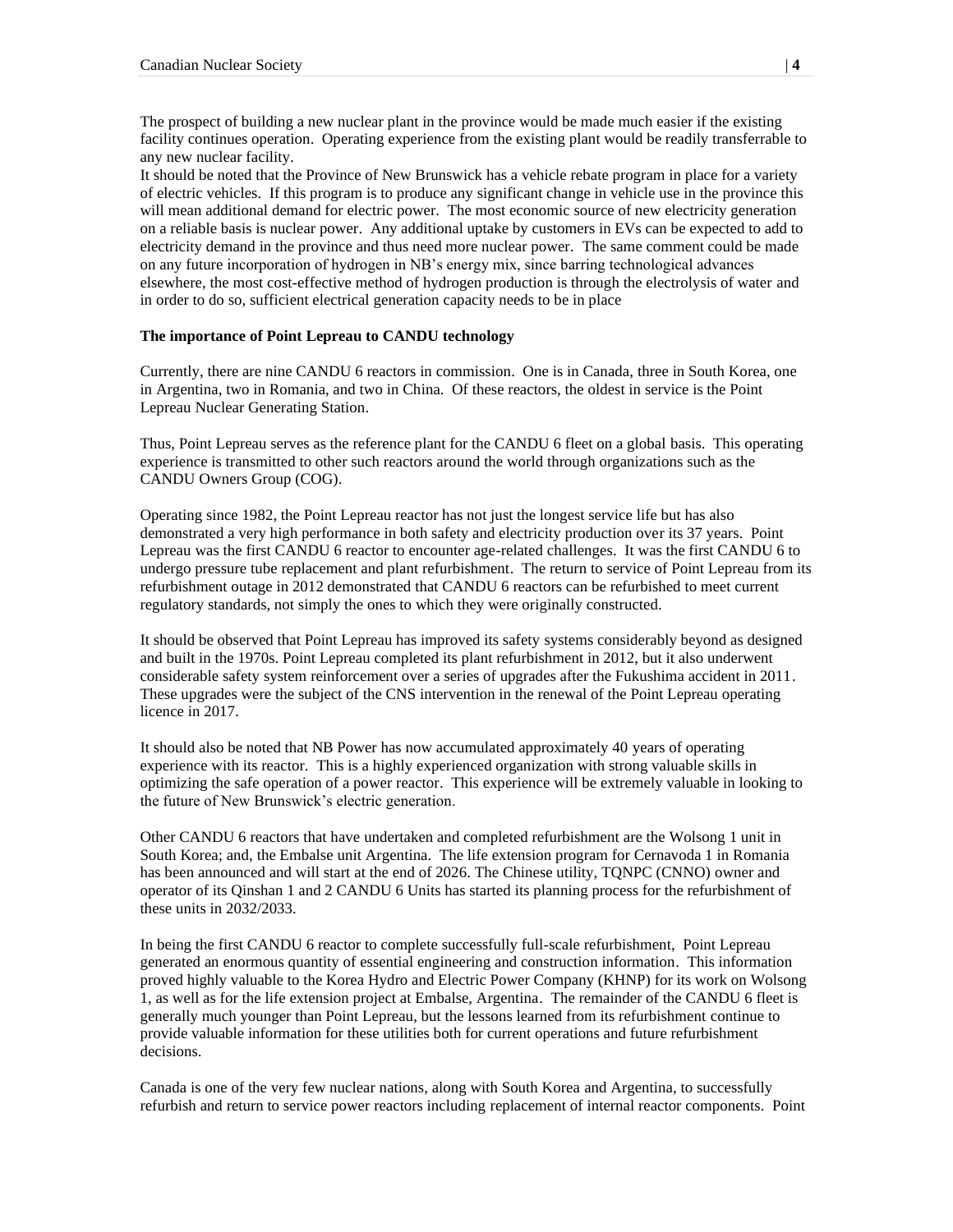The prospect of building a new nuclear plant in the province would be made much easier if the existing facility continues operation. Operating experience from the existing plant would be readily transferrable to any new nuclear facility.

It should be noted that the Province of New Brunswick has a vehicle rebate program in place for a variety of electric vehicles. If this program is to produce any significant change in vehicle use in the province this will mean additional demand for electric power. The most economic source of new electricity generation on a reliable basis is nuclear power. Any additional uptake by customers in EVs can be expected to add to electricity demand in the province and thus need more nuclear power. The same comment could be made on any future incorporation of hydrogen in NB's energy mix, since barring technological advances elsewhere, the most cost-effective method of hydrogen production is through the electrolysis of water and in order to do so, sufficient electrical generation capacity needs to be in place

**The importance of Point Lepreau to CANDU technology**

Currently, there are nine CANDU 6 reactors in commission. One is in Canada, three in South Korea, one in Argentina, two in Romania, and two in China. Of these reactors, the oldest in service is the Point Lepreau Nuclear Generating Station.

Thus, Point Lepreau serves as the reference plant for the CANDU 6 fleet on a global basis. This operating experience is transmitted to other such reactors around the world through organizations such as the CANDU Owners Group (COG).

Operating since 1982, the Point Lepreau reactor has not just the longest service life but has also demonstrated a very high performance in both safety and electricity production over its 37 years. Point Lepreau was the first CANDU 6 reactor to encounter age-related challenges. It was the first CANDU 6 to undergo pressure tube replacement and plant refurbishment. The return to service of Point Lepreau from its refurbishment outage in 2012 demonstrated that CANDU 6 reactors can be refurbished to meet current regulatory standards, not simply the ones to which they were originally constructed.

It should be observed that Point Lepreau has improved its safety systems considerably beyond as designed and built in the 1970s. Point Lepreau completed its plant refurbishment in 2012, but it also underwent considerable safety system reinforcement over a series of upgrades after the Fukushima accident in 2011. These upgrades were the subject of the CNS intervention in the renewal of the Point Lepreau operating licence in 2017.

It should also be noted that NB Power has now accumulated approximately 40 years of operating experience with its reactor. This is a highly experienced organization with strong valuable skills in optimizing the safe operation of a power reactor. This experience will be extremely valuable in looking to the future of New Brunswick's electric generation.

Other CANDU 6 reactors that have undertaken and completed refurbishment are the Wolsong 1 unit in South Korea; and, the Embalse unit Argentina. The life extension program for Cernavoda 1 in Romania has been announced and will start at the end of 2026. The Chinese utility, TQNPC (CNNO) owner and operator of its Qinshan 1 and 2 CANDU 6 Units has started its planning process for the refurbishment of these units in 2032/2033.

In being the first CANDU 6 reactor to complete successfully full-scale refurbishment, Point Lepreau generated an enormous quantity of essential engineering and construction information. This information proved highly valuable to the Korea Hydro and Electric Power Company (KHNP) for its work on Wolsong 1, as well as for the life extension project at Embalse, Argentina. The remainder of the CANDU 6 fleet is generally much younger than Point Lepreau, but the lessons learned from its refurbishment continue to provide valuable information for these utilities both for current operations and future refurbishment decisions.

Canada is one of the very few nuclear nations, along with South Korea and Argentina, to successfully refurbish and return to service power reactors including replacement of internal reactor components. Point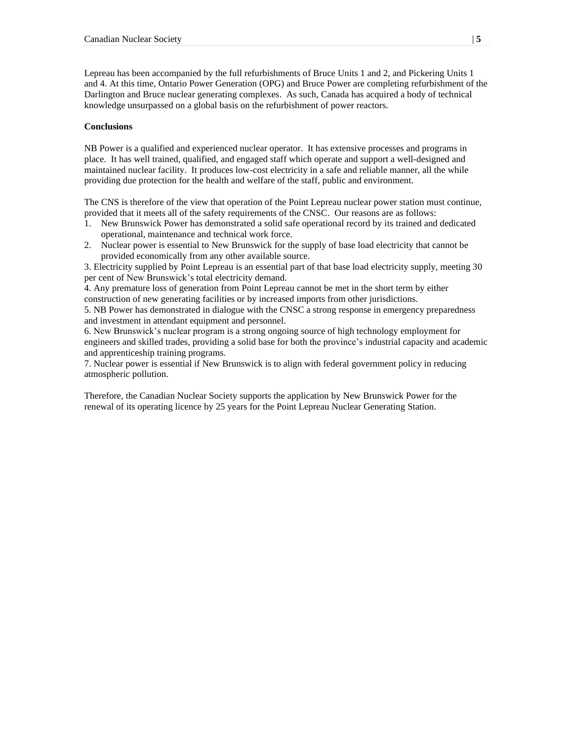Lepreau has been accompanied by the full refurbishments of Bruce Units 1 and 2, and Pickering Units 1 and 4. At this time, Ontario Power Generation (OPG) and Bruce Power are completing refurbishment of the Darlington and Bruce nuclear generating complexes. As such, Canada has acquired a body of technical knowledge unsurpassed on a global basis on the refurbishment of power reactors.

**Conclusions**

NB Power is a qualified and experienced nuclear operator. It has extensive processes and programs in place. It has well trained, qualified, and engaged staff which operate and support a well-designed and maintained nuclear facility. It produces low-cost electricity in a safe and reliable manner, all the while providing due protection for the health and welfare of the staff, public and environment.

The CNS is therefore of the view that operation of the Point Lepreau nuclear power station must continue, provided that it meets all of the safety requirements of the CNSC. Our reasons are as follows:

1. New Brunswick Power has demonstrated a solid safe operational record by its trained and dedicated operational, maintenance and technical work force.
2. Nuclear power is essential to New Brunswick for the supply of base load electricity that cannot be provided economically from any other available source.
3. Electricity supplied by Point Lepreau is an essential part of that base load electricity supply, meeting 30 per cent of New Brunswick's total electricity demand.
4. Any premature loss of generation from Point Lepreau cannot be met in the short term by either construction of new generating facilities or by increased imports from other jurisdictions.
5. NB Power has demonstrated in dialogue with the CNSC a strong response in emergency preparedness and investment in attendant equipment and personnel.
6. New Brunswick's nuclear program is a strong ongoing source of high technology employment for engineers and skilled trades, providing a solid base for both the province's industrial capacity and academic and apprenticeship training programs.
7. Nuclear power is essential if New Brunswick is to align with federal government policy in reducing atmospheric pollution.

Therefore, the Canadian Nuclear Society supports the application by New Brunswick Power for the renewal of its operating licence by 25 years for the Point Lepreau Nuclear Generating Station.